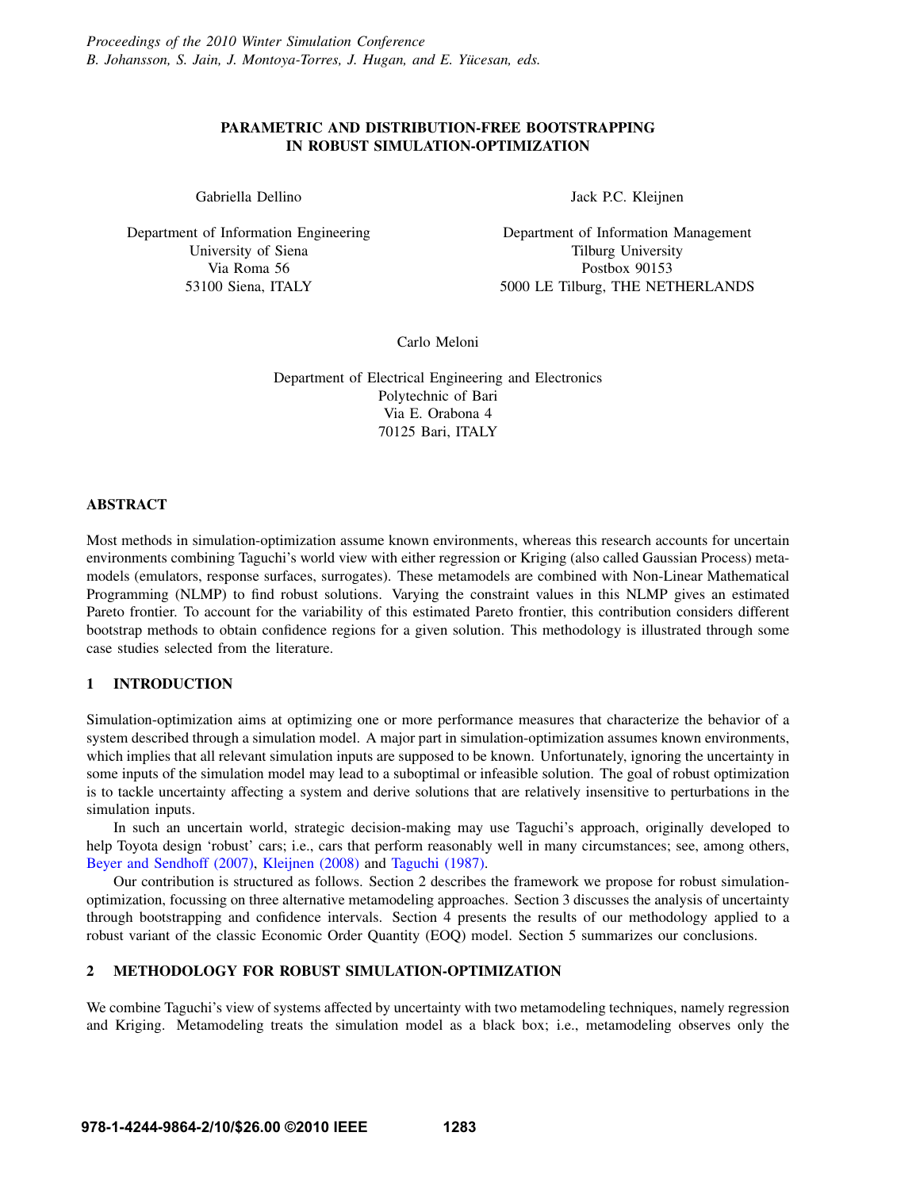# PARAMETRIC AND DISTRIBUTION-FREE BOOTSTRAPPING IN ROBUST SIMULATION-OPTIMIZATION

Gabriella Dellino

Department of Information Engineering
University of Siena
Via Roma 56
53100 Siena, ITALY

Jack P.C. Kleijnen

Department of Information Management
Tilburg University
Postbox 90153
5000 LE Tilburg, THE NETHERLANDS

Carlo Meloni

Department of Electrical Engineering and Electronics
Polytechnic of Bari
Via E. Orabona 4
70125 Bari, ITALY

## ABSTRACT

Most methods in simulation-optimization assume known environments, whereas this research accounts for uncertain environments combining Taguchi's world view with either regression or Kriging (also called Gaussian Process) metamodels (emulators, response surfaces, surrogates). These metamodels are combined with Non-Linear Mathematical Programming (NLMP) to find robust solutions. Varying the constraint values in this NLMP gives an estimated Pareto frontier. To account for the variability of this estimated Pareto frontier, this contribution considers different bootstrap methods to obtain confidence regions for a given solution. This methodology is illustrated through some case studies selected from the literature.

## 1 INTRODUCTION

Simulation-optimization aims at optimizing one or more performance measures that characterize the behavior of a system described through a simulation model. A major part in simulation-optimization assumes known environments, which implies that all relevant simulation inputs are supposed to be known. Unfortunately, ignoring the uncertainty in some inputs of the simulation model may lead to a suboptimal or infeasible solution. The goal of robust optimization is to tackle uncertainty affecting a system and derive solutions that are relatively insensitive to perturbations in the simulation inputs.

In such an uncertain world, strategic decision-making may use Taguchi's approach, originally developed to help Toyota design 'robust' cars; i.e., cars that perform reasonably well in many circumstances; see, among others, Beyer and Sendhoff (2007), Kleijnen (2008) and Taguchi (1987).

Our contribution is structured as follows. Section 2 describes the framework we propose for robust simulation-optimization, focussing on three alternative metamodeling approaches. Section 3 discusses the analysis of uncertainty through bootstrapping and confidence intervals. Section 4 presents the results of our methodology applied to a robust variant of the classic Economic Order Quantity (EOQ) model. Section 5 summarizes our conclusions.

## 2 METHODOLOGY FOR ROBUST SIMULATION-OPTIMIZATION

We combine Taguchi's view of systems affected by uncertainty with two metamodeling techniques, namely regression and Kriging. Metamodeling treats the simulation model as a black box; i.e., metamodeling observes only the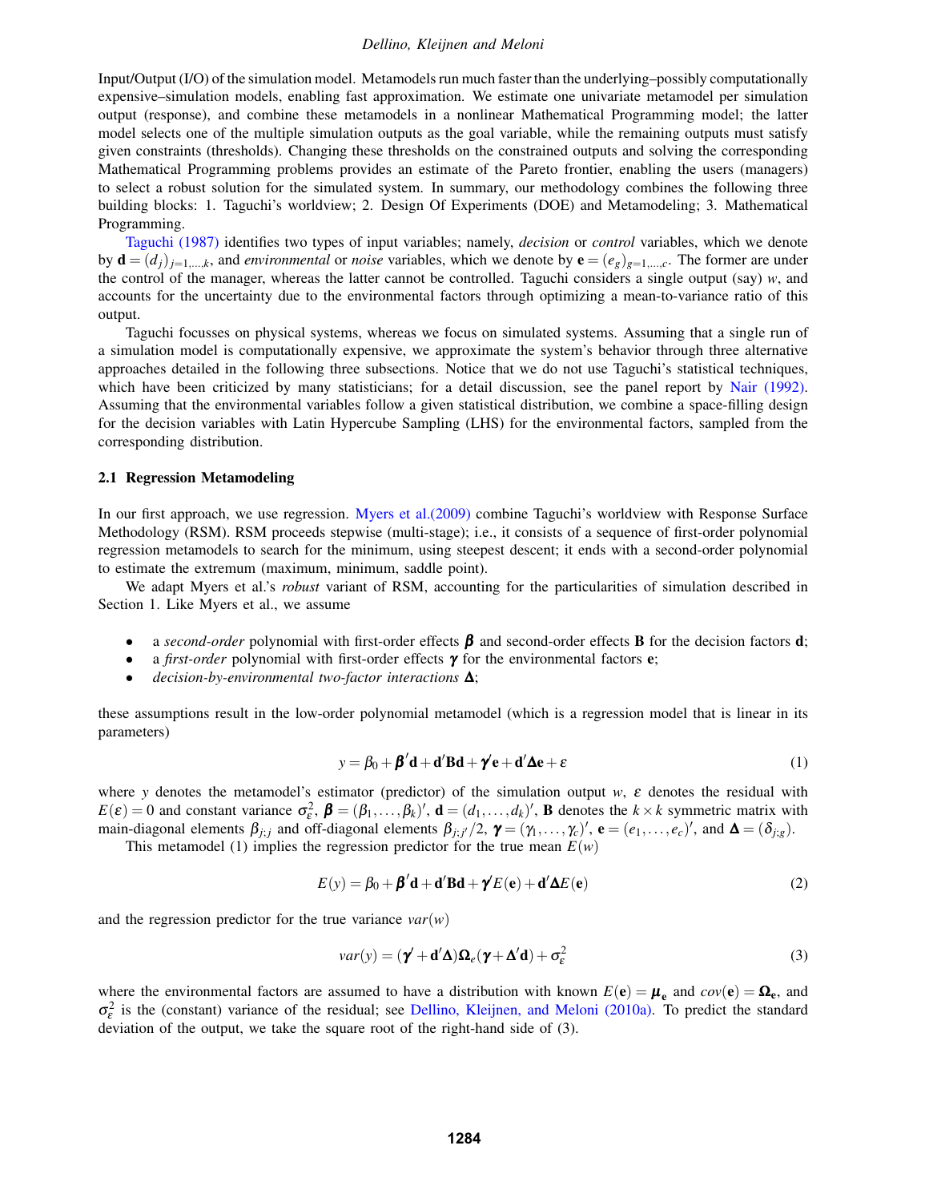Input/Output (I/O) of the simulation model. Metamodels run much faster than the underlying–possibly computationally expensive–simulation models, enabling fast approximation. We estimate one univariate metamodel per simulation output (response), and combine these metamodels in a nonlinear Mathematical Programming model; the latter model selects one of the multiple simulation outputs as the goal variable, while the remaining outputs must satisfy given constraints (thresholds). Changing these thresholds on the constrained outputs and solving the corresponding Mathematical Programming problems provides an estimate of the Pareto frontier, enabling the users (managers) to select a robust solution for the simulated system. In summary, our methodology combines the following three building blocks: 1. Taguchi's worldview; 2. Design Of Experiments (DOE) and Metamodeling; 3. Mathematical Programming.

Taguchi (1987) identifies two types of input variables; namely, *decision* or *control* variables, which we denote by $\mathbf{d} = (d_j)_{j=1,\ldots,k}$, and *environmental* or *noise* variables, which we denote by $\mathbf{e} = (e_g)_{g=1,\ldots,c}$. The former are under the control of the manager, whereas the latter cannot be controlled. Taguchi considers a single output (say) $w$, and accounts for the uncertainty due to the environmental factors through optimizing a mean-to-variance ratio of this output.

Taguchi focusses on physical systems, whereas we focus on simulated systems. Assuming that a single run of a simulation model is computationally expensive, we approximate the system's behavior through three alternative approaches detailed in the following three subsections. Notice that we do not use Taguchi's statistical techniques, which have been criticized by many statisticians; for a detail discussion, see the panel report by Nair (1992). Assuming that the environmental variables follow a given statistical distribution, we combine a space-filling design for the decision variables with Latin Hypercube Sampling (LHS) for the environmental factors, sampled from the corresponding distribution.

### 2.1 Regression Metamodeling

In our first approach, we use regression. Myers et al.(2009) combine Taguchi's worldview with Response Surface Methodology (RSM). RSM proceeds stepwise (multi-stage); i.e., it consists of a sequence of first-order polynomial regression metamodels to search for the minimum, using steepest descent; it ends with a second-order polynomial to estimate the extremum (maximum, minimum, saddle point).

We adapt Myers et al.'s *robust* variant of RSM, accounting for the particularities of simulation described in Section 1. Like Myers et al., we assume

- a *second-order* polynomial with first-order effects $\boldsymbol{\beta}$ and second-order effects $\mathbf{B}$ for the decision factors $\mathbf{d}$;
- a *first-order* polynomial with first-order effects $\boldsymbol{\gamma}$ for the environmental factors $\mathbf{e}$;
- *decision-by-environmental two-factor interactions* $\boldsymbol{\Delta}$;

these assumptions result in the low-order polynomial metamodel (which is a regression model that is linear in its parameters)

$$y = \beta_0 + \boldsymbol{\beta}'\mathbf{d} + \mathbf{d}'\mathbf{B}\mathbf{d} + \boldsymbol{\gamma}'\mathbf{e} + \mathbf{d}'\boldsymbol{\Delta}\mathbf{e} + \varepsilon \tag{1}$$

where $y$ denotes the metamodel's estimator (predictor) of the simulation output $w$, $\varepsilon$ denotes the residual with $E(\varepsilon) = 0$ and constant variance $\sigma^2_\varepsilon$, $\boldsymbol{\beta} = (\beta_1, \ldots, \beta_k)'$, $\mathbf{d} = (d_1, \ldots, d_k)'$, $\mathbf{B}$ denotes the $k \times k$ symmetric matrix with main-diagonal elements $\beta_{j;j}$ and off-diagonal elements $\beta_{j;j'}/2$, $\boldsymbol{\gamma} = (\gamma_1, \ldots, \gamma_c)'$, $\mathbf{e} = (e_1, \ldots, e_c)'$, and $\boldsymbol{\Delta} = (\delta_{j;g})$.

This metamodel (1) implies the regression predictor for the true mean $E(w)$

$$E(y) = \beta_0 + \boldsymbol{\beta}'\mathbf{d} + \mathbf{d}'\mathbf{B}\mathbf{d} + \boldsymbol{\gamma}'E(\mathbf{e}) + \mathbf{d}'\boldsymbol{\Delta}E(\mathbf{e}) \tag{2}$$

and the regression predictor for the true variance $var(w)$

$$var(y) = (\boldsymbol{\gamma}' + \mathbf{d}'\boldsymbol{\Delta})\boldsymbol{\Omega}_e(\boldsymbol{\gamma} + \boldsymbol{\Delta}'\mathbf{d}) + \sigma^2_\varepsilon \tag{3}$$

where the environmental factors are assumed to have a distribution with known $E(\mathbf{e}) = \boldsymbol{\mu}_{\mathbf{e}}$ and $cov(\mathbf{e}) = \boldsymbol{\Omega}_{\mathbf{e}}$, and $\sigma^2_\varepsilon$ is the (constant) variance of the residual; see Dellino, Kleijnen, and Meloni (2010a). To predict the standard deviation of the output, we take the square root of the right-hand side of (3).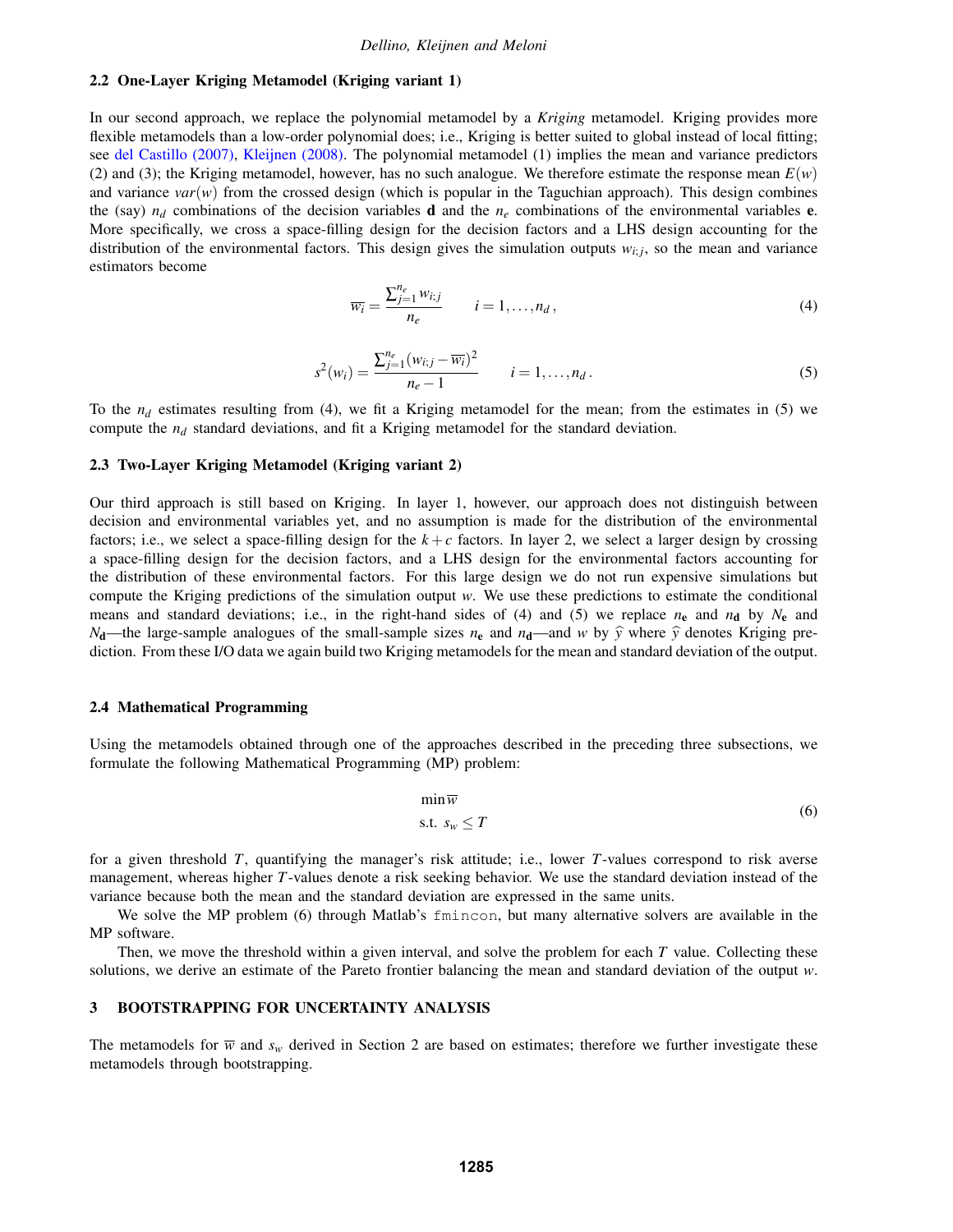### 2.2 One-Layer Kriging Metamodel (Kriging variant 1)

In our second approach, we replace the polynomial metamodel by a *Kriging* metamodel. Kriging provides more flexible metamodels than a low-order polynomial does; i.e., Kriging is better suited to global instead of local fitting; see del Castillo (2007), Kleijnen (2008). The polynomial metamodel (1) implies the mean and variance predictors (2) and (3); the Kriging metamodel, however, has no such analogue. We therefore estimate the response mean $E(w)$ and variance $var(w)$ from the crossed design (which is popular in the Taguchian approach). This design combines the (say) $n_d$ combinations of the decision variables $\mathbf{d}$ and the $n_e$ combinations of the environmental variables $\mathbf{e}$. More specifically, we cross a space-filling design for the decision factors and a LHS design accounting for the distribution of the environmental factors. This design gives the simulation outputs $w_{i;j}$, so the mean and variance estimators become

$$\overline{w_i} = \frac{\sum_{j=1}^{n_e} w_{i;j}}{n_e} \qquad i = 1, \ldots, n_d\,, \tag{4}$$

$$s^2(w_i) = \frac{\sum_{j=1}^{n_e} (w_{i;j} - \overline{w_i})^2}{n_e - 1} \qquad i = 1, \ldots, n_d\,. \tag{5}$$

To the $n_d$ estimates resulting from (4), we fit a Kriging metamodel for the mean; from the estimates in (5) we compute the $n_d$ standard deviations, and fit a Kriging metamodel for the standard deviation.

### 2.3 Two-Layer Kriging Metamodel (Kriging variant 2)

Our third approach is still based on Kriging. In layer 1, however, our approach does not distinguish between decision and environmental variables yet, and no assumption is made for the distribution of the environmental factors; i.e., we select a space-filling design for the $k + c$ factors. In layer 2, we select a larger design by crossing a space-filling design for the decision factors, and a LHS design for the environmental factors accounting for the distribution of these environmental factors. For this large design we do not run expensive simulations but compute the Kriging predictions of the simulation output $w$. We use these predictions to estimate the conditional means and standard deviations; i.e., in the right-hand sides of (4) and (5) we replace $n_\mathbf{e}$ and $n_\mathbf{d}$ by $N_\mathbf{e}$ and $N_\mathbf{d}$—the large-sample analogues of the small-sample sizes $n_\mathbf{e}$ and $n_\mathbf{d}$—and $w$ by $\widehat{y}$ where $\widehat{y}$ denotes Kriging prediction. From these I/O data we again build two Kriging metamodels for the mean and standard deviation of the output.

### 2.4 Mathematical Programming

Using the metamodels obtained through one of the approaches described in the preceding three subsections, we formulate the following Mathematical Programming (MP) problem:

$$\begin{aligned} &\min \overline{w} \\ &\text{s.t. } s_w \leq T \end{aligned} \tag{6}$$

for a given threshold $T$, quantifying the manager's risk attitude; i.e., lower $T$-values correspond to risk averse management, whereas higher $T$-values denote a risk seeking behavior. We use the standard deviation instead of the variance because both the mean and the standard deviation are expressed in the same units.

We solve the MP problem (6) through Matlab's `fmincon`, but many alternative solvers are available in the MP software.

Then, we move the threshold within a given interval, and solve the problem for each $T$ value. Collecting these solutions, we derive an estimate of the Pareto frontier balancing the mean and standard deviation of the output $w$.

## 3 BOOTSTRAPPING FOR UNCERTAINTY ANALYSIS

The metamodels for $\overline{w}$ and $s_w$ derived in Section 2 are based on estimates; therefore we further investigate these metamodels through bootstrapping.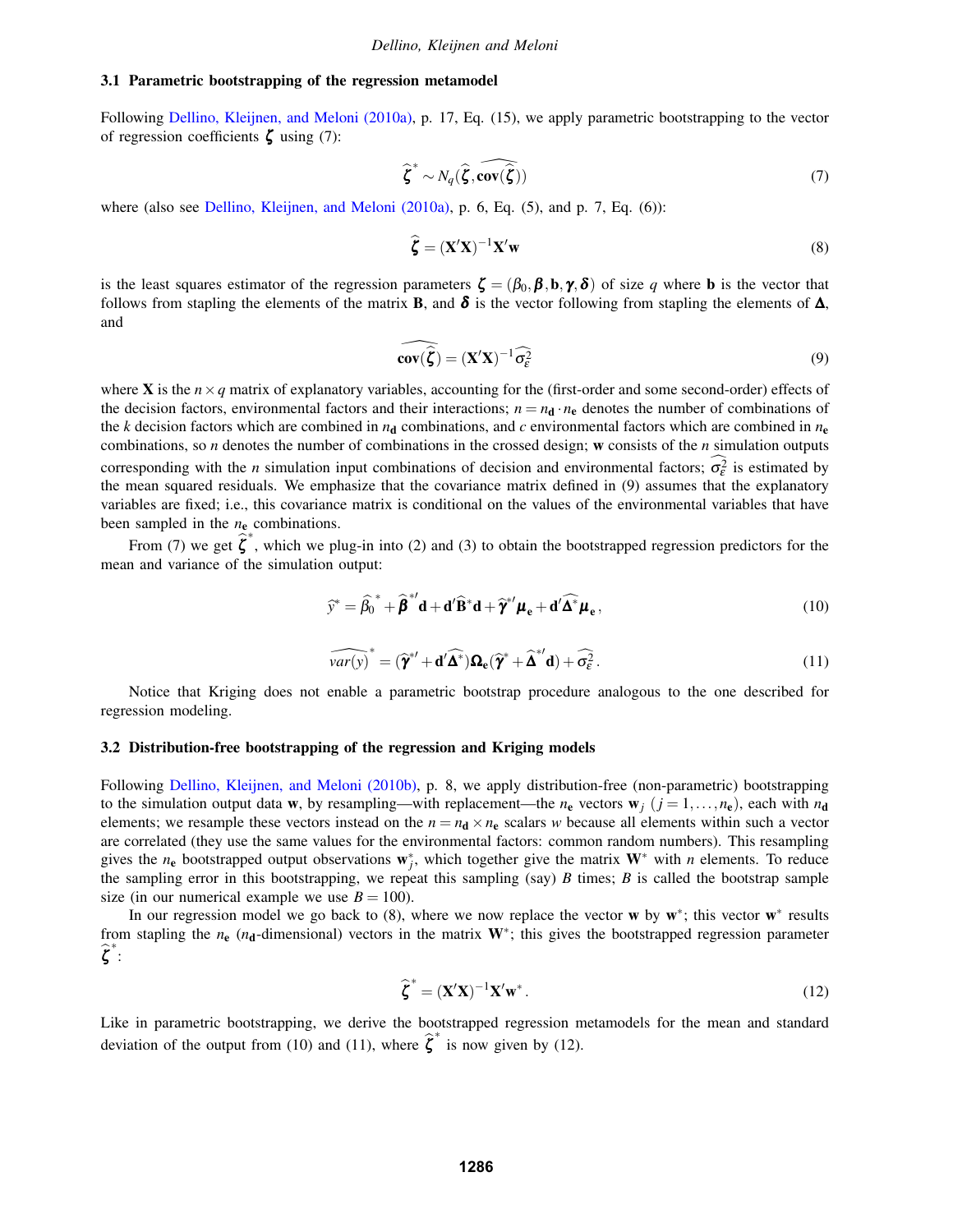### 3.1 Parametric bootstrapping of the regression metamodel

Following Dellino, Kleijnen, and Meloni (2010a), p. 17, Eq. (15), we apply parametric bootstrapping to the vector of regression coefficients $\boldsymbol{\zeta}$ using (7):

$$\widehat{\boldsymbol{\zeta}}^{*} \sim N_q(\widehat{\boldsymbol{\zeta}}, \widehat{\mathbf{cov}(\widehat{\boldsymbol{\zeta}})}) \tag{7}$$

where (also see Dellino, Kleijnen, and Meloni (2010a), p. 6, Eq. (5), and p. 7, Eq. (6)):

$$\widehat{\boldsymbol{\zeta}} = (\mathbf{X}'\mathbf{X})^{-1}\mathbf{X}'\mathbf{w} \tag{8}$$

is the least squares estimator of the regression parameters $\boldsymbol{\zeta} = (\beta_0, \boldsymbol{\beta}, \mathbf{b}, \boldsymbol{\gamma}, \boldsymbol{\delta})$ of size $q$ where $\mathbf{b}$ is the vector that follows from stapling the elements of the matrix $\mathbf{B}$, and $\boldsymbol{\delta}$ is the vector following from stapling the elements of $\boldsymbol{\Delta}$, and

$$\widehat{\mathbf{cov}(\widehat{\boldsymbol{\zeta}})} = (\mathbf{X}'\mathbf{X})^{-1}\widehat{\sigma_{\varepsilon}^2} \tag{9}$$

where $\mathbf{X}$ is the $n \times q$ matrix of explanatory variables, accounting for the (first-order and some second-order) effects of the decision factors, environmental factors and their interactions; $n = n_{\mathbf{d}} \cdot n_{\mathbf{e}}$ denotes the number of combinations of the $k$ decision factors which are combined in $n_{\mathbf{d}}$ combinations, and $c$ environmental factors which are combined in $n_{\mathbf{e}}$ combinations, so $n$ denotes the number of combinations in the crossed design; $\mathbf{w}$ consists of the $n$ simulation outputs corresponding with the $n$ simulation input combinations of decision and environmental factors; $\widehat{\sigma_{\varepsilon}^2}$ is estimated by the mean squared residuals. We emphasize that the covariance matrix defined in (9) assumes that the explanatory variables are fixed; i.e., this covariance matrix is conditional on the values of the environmental variables that have been sampled in the $n_{\mathbf{e}}$ combinations.

From (7) we get $\widehat{\boldsymbol{\zeta}}^{*}$, which we plug-in into (2) and (3) to obtain the bootstrapped regression predictors for the mean and variance of the simulation output:

$$\widehat{y}^{*} = \widehat{\beta}_0^{\,*} + \widehat{\boldsymbol{\beta}}^{*\prime}\mathbf{d} + \mathbf{d}'\widehat{\mathbf{B}}^{*}\mathbf{d} + \widehat{\boldsymbol{\gamma}}^{*\prime}\boldsymbol{\mu}_{\mathbf{e}} + \mathbf{d}'\widehat{\boldsymbol{\Delta}}^{*}\boldsymbol{\mu}_{\mathbf{e}}\,, \tag{10}$$

$$\widehat{var(y)}^{*} = (\widehat{\boldsymbol{\gamma}}^{*\prime} + \mathbf{d}'\widehat{\boldsymbol{\Delta}^{*}})\boldsymbol{\Omega}_{\mathbf{e}}(\widehat{\boldsymbol{\gamma}}^{*} + \widehat{\boldsymbol{\Delta}}^{*\prime}\mathbf{d}) + \widehat{\sigma_{\varepsilon}^2}\,. \tag{11}$$

Notice that Kriging does not enable a parametric bootstrap procedure analogous to the one described for regression modeling.

### 3.2 Distribution-free bootstrapping of the regression and Kriging models

Following Dellino, Kleijnen, and Meloni (2010b), p. 8, we apply distribution-free (non-parametric) bootstrapping to the simulation output data $\mathbf{w}$, by resampling—with replacement—the $n_{\mathbf{e}}$ vectors $\mathbf{w}_j$ $(j = 1, \ldots, n_{\mathbf{e}})$, each with $n_{\mathbf{d}}$ elements; we resample these vectors instead on the $n = n_{\mathbf{d}} \times n_{\mathbf{e}}$ scalars $w$ because all elements within such a vector are correlated (they use the same values for the environmental factors: common random numbers). This resampling gives the $n_{\mathbf{e}}$ bootstrapped output observations $\mathbf{w}_j^*$, which together give the matrix $\mathbf{W}^*$ with $n$ elements. To reduce the sampling error in this bootstrapping, we repeat this sampling (say) $B$ times; $B$ is called the bootstrap sample size (in our numerical example we use $B = 100$).

In our regression model we go back to (8), where we now replace the vector $\mathbf{w}$ by $\mathbf{w}^*$; this vector $\mathbf{w}^*$ results from stapling the $n_{\mathbf{e}}$ ($n_{\mathbf{d}}$-dimensional) vectors in the matrix $\mathbf{W}^*$; this gives the bootstrapped regression parameter $\widehat{\boldsymbol{\zeta}}^{*}$:

$$\widehat{\boldsymbol{\zeta}}^{*} = (\mathbf{X}'\mathbf{X})^{-1}\mathbf{X}'\mathbf{w}^{*}\,. \tag{12}$$

Like in parametric bootstrapping, we derive the bootstrapped regression metamodels for the mean and standard deviation of the output from (10) and (11), where $\widehat{\boldsymbol{\zeta}}^{*}$ is now given by (12).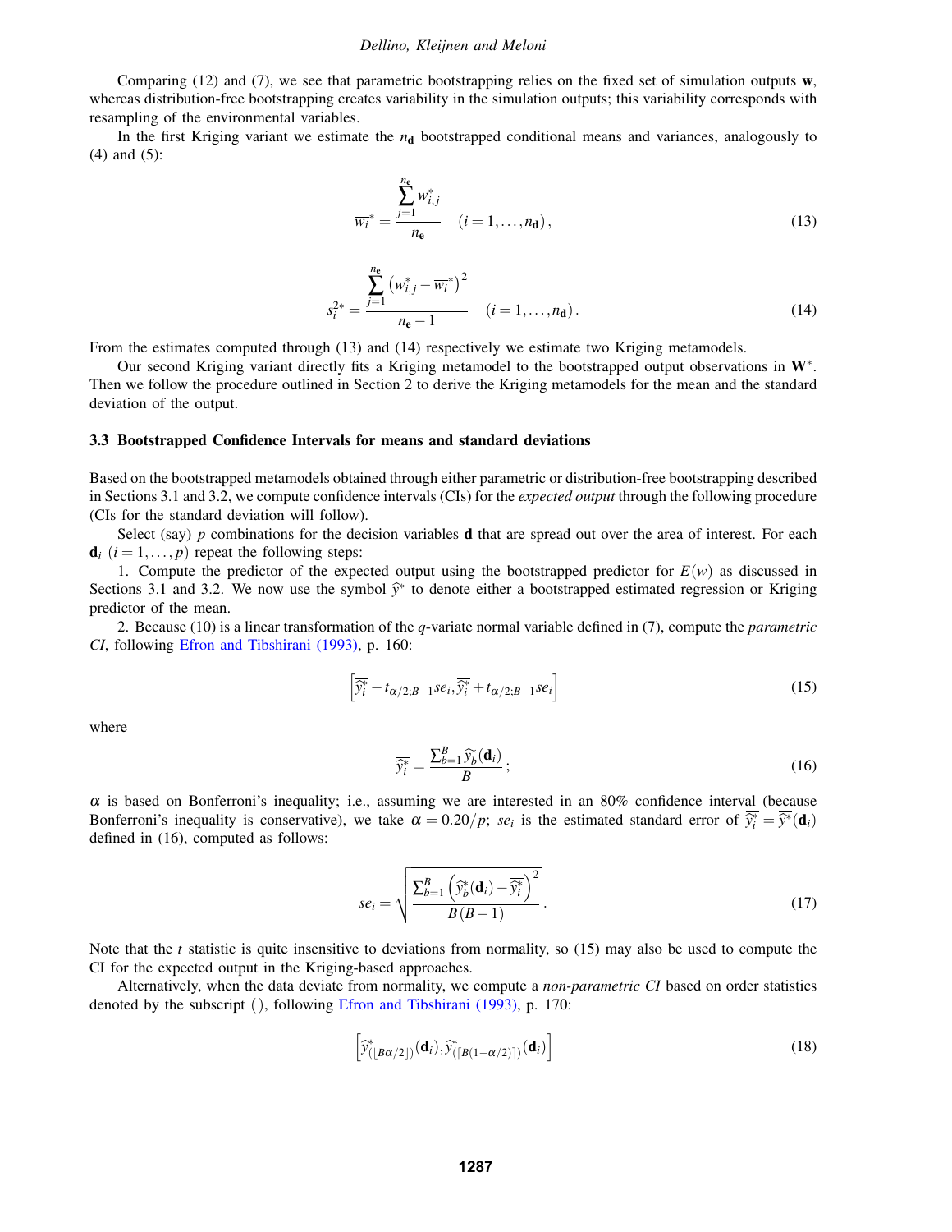Comparing (12) and (7), we see that parametric bootstrapping relies on the fixed set of simulation outputs $\mathbf{w}$, whereas distribution-free bootstrapping creates variability in the simulation outputs; this variability corresponds with resampling of the environmental variables.

In the first Kriging variant we estimate the $n_{\mathbf{d}}$ bootstrapped conditional means and variances, analogously to (4) and (5):

$$\overline{w_i}^* = \frac{\sum_{j=1}^{n_{\mathbf{e}}} w_{i,j}^*}{n_{\mathbf{e}}} \quad (i = 1, \ldots, n_{\mathbf{d}}), \tag{13}$$

$$s_i^{2*} = \frac{\sum_{j=1}^{n_{\mathbf{e}}} \left( w_{i,j}^* - \overline{w_i}^* \right)^2}{n_{\mathbf{e}} - 1} \quad (i = 1, \ldots, n_{\mathbf{d}}). \tag{14}$$

From the estimates computed through (13) and (14) respectively we estimate two Kriging metamodels.

Our second Kriging variant directly fits a Kriging metamodel to the bootstrapped output observations in $\mathbf{W}^*$. Then we follow the procedure outlined in Section 2 to derive the Kriging metamodels for the mean and the standard deviation of the output.

### 3.3 Bootstrapped Confidence Intervals for means and standard deviations

Based on the bootstrapped metamodels obtained through either parametric or distribution-free bootstrapping described in Sections 3.1 and 3.2, we compute confidence intervals (CIs) for the *expected output* through the following procedure (CIs for the standard deviation will follow).

Select (say) $p$ combinations for the decision variables $\mathbf{d}$ that are spread out over the area of interest. For each $\mathbf{d}_i$ $(i = 1, \ldots, p)$ repeat the following steps:

1. Compute the predictor of the expected output using the bootstrapped predictor for $E(w)$ as discussed in Sections 3.1 and 3.2. We now use the symbol $\widehat{y}^*$ to denote either a bootstrapped estimated regression or Kriging predictor of the mean.

2. Because (10) is a linear transformation of the $q$-variate normal variable defined in (7), compute the *parametric CI*, following Efron and Tibshirani (1993), p. 160:

$$\left[ \overline{\widehat{y}_i^*} - t_{\alpha/2;B-1} se_i, \overline{\widehat{y}_i^*} + t_{\alpha/2;B-1} se_i \right] \tag{15}$$

where

$$\overline{\widehat{y}_i^*} = \frac{\sum_{b=1}^{B} \widehat{y}_b^*(\mathbf{d}_i)}{B}; \tag{16}$$

$\alpha$ is based on Bonferroni's inequality; i.e., assuming we are interested in an 80% confidence interval (because Bonferroni's inequality is conservative), we take $\alpha = 0.20/p$; $se_i$ is the estimated standard error of $\overline{\widehat{y}_i^*} = \overline{\widehat{y}^*}(\mathbf{d}_i)$ defined in (16), computed as follows:

$$se_i = \sqrt{\frac{\sum_{b=1}^{B} \left( \widehat{y}_b^*(\mathbf{d}_i) - \overline{\widehat{y}_i^*} \right)^2}{B(B-1)}}. \tag{17}$$

Note that the $t$ statistic is quite insensitive to deviations from normality, so (15) may also be used to compute the CI for the expected output in the Kriging-based approaches.

Alternatively, when the data deviate from normality, we compute a *non-parametric CI* based on order statistics denoted by the subscript $()$, following Efron and Tibshirani (1993), p. 170:

$$\left[ \widehat{y}^*_{(\lfloor B\alpha/2 \rfloor)}(\mathbf{d}_i), \widehat{y}^*_{(\lceil B(1-\alpha/2) \rceil)}(\mathbf{d}_i) \right] \tag{18}$$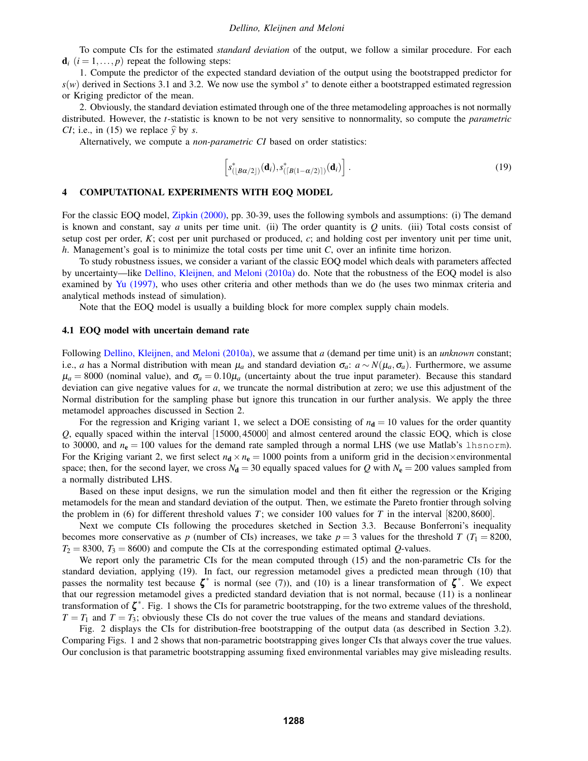To compute CIs for the estimated *standard deviation* of the output, we follow a similar procedure. For each $\mathbf{d}_i$ $(i = 1, \ldots, p)$ repeat the following steps:

1. Compute the predictor of the expected standard deviation of the output using the bootstrapped predictor for $s(w)$ derived in Sections 3.1 and 3.2. We now use the symbol $s^*$ to denote either a bootstrapped estimated regression or Kriging predictor of the mean.

2. Obviously, the standard deviation estimated through one of the three metamodeling approaches is not normally distributed. However, the $t$-statistic is known to be not very sensitive to nonnormality, so compute the *parametric CI*; i.e., in (15) we replace $\widehat{y}$ by $s$.

Alternatively, we compute a *non-parametric CI* based on order statistics:

$$\left[ s^*_{(\lfloor B\alpha/2 \rfloor)}(\mathbf{d}_i), s^*_{(\lceil B(1-\alpha/2) \rceil)}(\mathbf{d}_i) \right]. \tag{19}$$

## 4 COMPUTATIONAL EXPERIMENTS WITH EOQ MODEL

For the classic EOQ model, Zipkin (2000), pp. 30-39, uses the following symbols and assumptions: (i) The demand is known and constant, say $a$ units per time unit. (ii) The order quantity is $Q$ units. (iii) Total costs consist of setup cost per order, $K$; cost per unit purchased or produced, $c$; and holding cost per inventory unit per time unit, $h$. Management's goal is to minimize the total costs per time unit $C$, over an infinite time horizon.

To study robustness issues, we consider a variant of the classic EOQ model which deals with parameters affected by uncertainty—like Dellino, Kleijnen, and Meloni (2010a) do. Note that the robustness of the EOQ model is also examined by Yu (1997), who uses other criteria and other methods than we do (he uses two minmax criteria and analytical methods instead of simulation).

Note that the EOQ model is usually a building block for more complex supply chain models.

### 4.1 EOQ model with uncertain demand rate

Following Dellino, Kleijnen, and Meloni (2010a), we assume that $a$ (demand per time unit) is an *unknown* constant; i.e., $a$ has a Normal distribution with mean $\mu_a$ and standard deviation $\sigma_a$: $a \sim N(\mu_a, \sigma_a)$. Furthermore, we assume $\mu_a = 8000$ (nominal value), and $\sigma_a = 0.10\mu_a$ (uncertainty about the true input parameter). Because this standard deviation can give negative values for $a$, we truncate the normal distribution at zero; we use this adjustment of the Normal distribution for the sampling phase but ignore this truncation in our further analysis. We apply the three metamodel approaches discussed in Section 2.

For the regression and Kriging variant 1, we select a DOE consisting of $n_{\mathbf{d}} = 10$ values for the order quantity $Q$, equally spaced within the interval $[15000, 45000]$ and almost centered around the classic EOQ, which is close to 30000, and $n_{\mathbf{e}} = 100$ values for the demand rate sampled through a normal LHS (we use Matlab's `lhsnorm`). For the Kriging variant 2, we first select $n_{\mathbf{d}} \times n_{\mathbf{e}} = 1000$ points from a uniform grid in the decision×environmental space; then, for the second layer, we cross $N_{\mathbf{d}} = 30$ equally spaced values for $Q$ with $N_{\mathbf{e}} = 200$ values sampled from a normally distributed LHS.

Based on these input designs, we run the simulation model and then fit either the regression or the Kriging metamodels for the mean and standard deviation of the output. Then, we estimate the Pareto frontier through solving the problem in (6) for different threshold values $T$; we consider 100 values for $T$ in the interval $[8200, 8600]$.

Next we compute CIs following the procedures sketched in Section 3.3. Because Bonferroni's inequality becomes more conservative as $p$ (number of CIs) increases, we take $p = 3$ values for the threshold $T$ ($T_1 = 8200$, $T_2 = 8300$, $T_3 = 8600$) and compute the CIs at the corresponding estimated optimal $Q$-values.

We report only the parametric CIs for the mean computed through (15) and the non-parametric CIs for the standard deviation, applying (19). In fact, our regression metamodel gives a predicted mean through (10) that passes the normality test because $\boldsymbol{\zeta}^*$ is normal (see (7)), and (10) is a linear transformation of $\boldsymbol{\zeta}^*$. We expect that our regression metamodel gives a predicted standard deviation that is not normal, because (11) is a nonlinear transformation of $\boldsymbol{\zeta}^*$. Fig. 1 shows the CIs for parametric bootstrapping, for the two extreme values of the threshold, $T = T_1$ and $T = T_3$; obviously these CIs do not cover the true values of the means and standard deviations.

Fig. 2 displays the CIs for distribution-free bootstrapping of the output data (as described in Section 3.2). Comparing Figs. 1 and 2 shows that non-parametric bootstrapping gives longer CIs that always cover the true values. Our conclusion is that parametric bootstrapping assuming fixed environmental variables may give misleading results.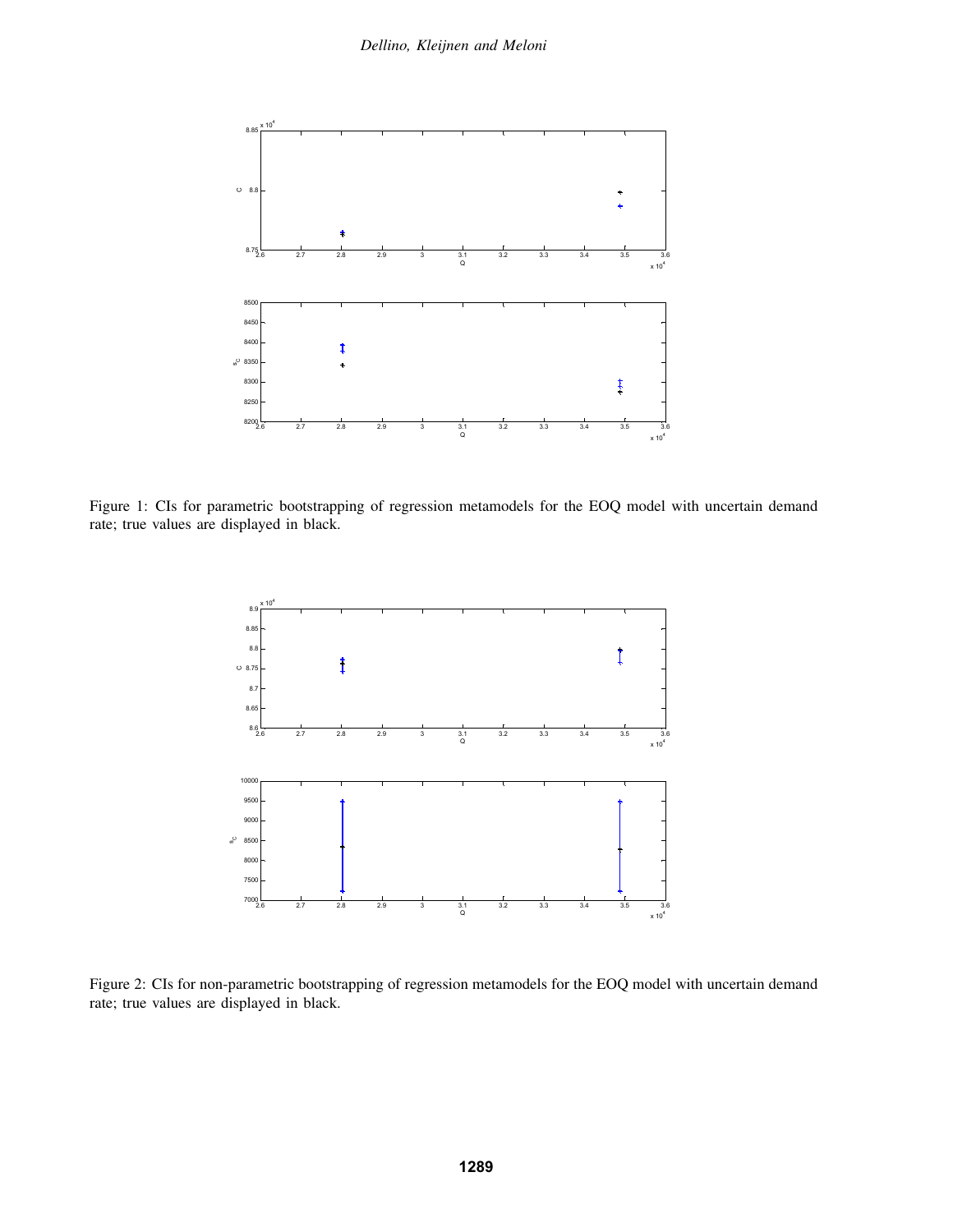Figure 1: CIs for parametric bootstrapping of regression metamodels for the EOQ model with uncertain demand rate; true values are displayed in black.

Figure 2: CIs for non-parametric bootstrapping of regression metamodels for the EOQ model with uncertain demand rate; true values are displayed in black.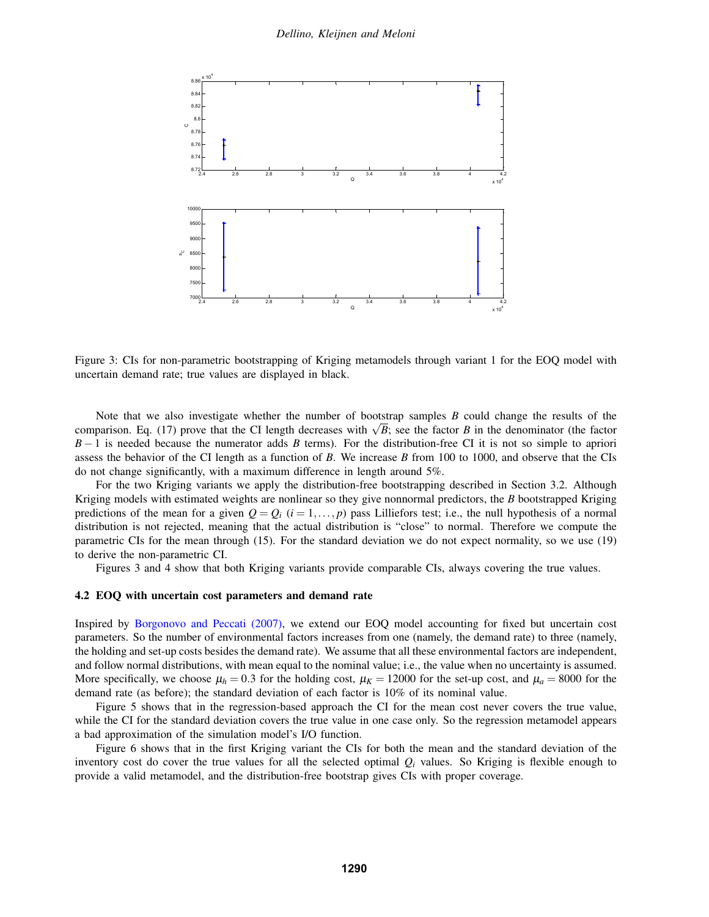Figure 3: CIs for non-parametric bootstrapping of Kriging metamodels through variant 1 for the EOQ model with uncertain demand rate; true values are displayed in black.

Note that we also investigate whether the number of bootstrap samples $B$ could change the results of the comparison. Eq. (17) prove that the CI length decreases with $\sqrt{B}$; see the factor $B$ in the denominator (the factor $B-1$ is needed because the numerator adds $B$ terms). For the distribution-free CI it is not so simple to apriori assess the behavior of the CI length as a function of $B$. We increase $B$ from 100 to 1000, and observe that the CIs do not change significantly, with a maximum difference in length around 5%.

For the two Kriging variants we apply the distribution-free bootstrapping described in Section 3.2. Although Kriging models with estimated weights are nonlinear so they give nonnormal predictors, the $B$ bootstrapped Kriging predictions of the mean for a given $Q = Q_i$ $(i = 1, \ldots, p)$ pass Lilliefors test; i.e., the null hypothesis of a normal distribution is not rejected, meaning that the actual distribution is "close" to normal. Therefore we compute the parametric CIs for the mean through (15). For the standard deviation we do not expect normality, so we use (19) to derive the non-parametric CI.

Figures 3 and 4 show that both Kriging variants provide comparable CIs, always covering the true values.

### 4.2 EOQ with uncertain cost parameters and demand rate

Inspired by Borgonovo and Peccati (2007), we extend our EOQ model accounting for fixed but uncertain cost parameters. So the number of environmental factors increases from one (namely, the demand rate) to three (namely, the holding and set-up costs besides the demand rate). We assume that all these environmental factors are independent, and follow normal distributions, with mean equal to the nominal value; i.e., the value when no uncertainty is assumed. More specifically, we choose $\mu_h = 0.3$ for the holding cost, $\mu_K = 12000$ for the set-up cost, and $\mu_a = 8000$ for the demand rate (as before); the standard deviation of each factor is 10% of its nominal value.

Figure 5 shows that in the regression-based approach the CI for the mean cost never covers the true value, while the CI for the standard deviation covers the true value in one case only. So the regression metamodel appears a bad approximation of the simulation model's I/O function.

Figure 6 shows that in the first Kriging variant the CIs for both the mean and the standard deviation of the inventory cost do cover the true values for all the selected optimal $Q_i$ values. So Kriging is flexible enough to provide a valid metamodel, and the distribution-free bootstrap gives CIs with proper coverage.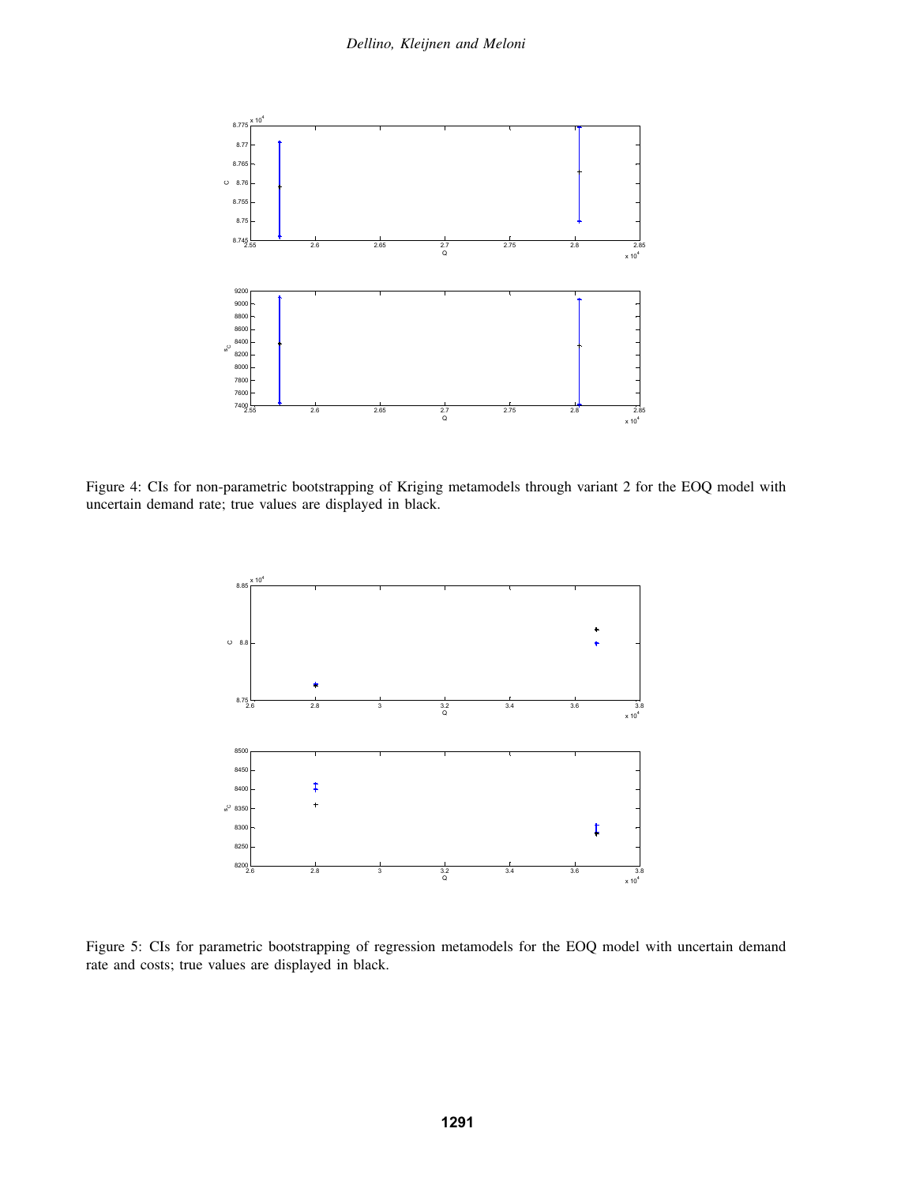Figure 4: CIs for non-parametric bootstrapping of Kriging metamodels through variant 2 for the EOQ model with uncertain demand rate; true values are displayed in black.

Figure 5: CIs for parametric bootstrapping of regression metamodels for the EOQ model with uncertain demand rate and costs; true values are displayed in black.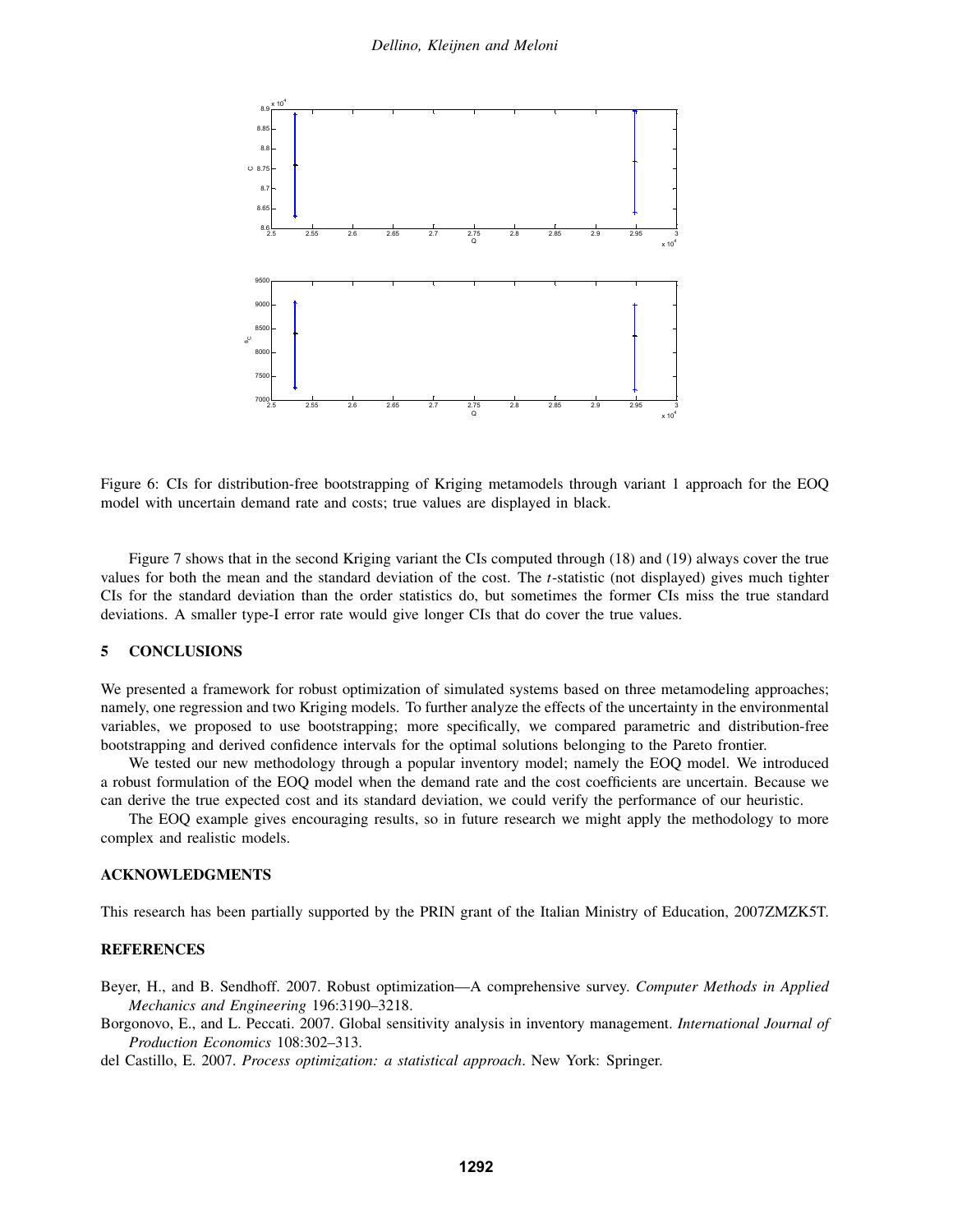Figure 6: CIs for distribution-free bootstrapping of Kriging metamodels through variant 1 approach for the EOQ model with uncertain demand rate and costs; true values are displayed in black.

Figure 7 shows that in the second Kriging variant the CIs computed through (18) and (19) always cover the true values for both the mean and the standard deviation of the cost. The $t$-statistic (not displayed) gives much tighter CIs for the standard deviation than the order statistics do, but sometimes the former CIs miss the true standard deviations. A smaller type-I error rate would give longer CIs that do cover the true values.

## 5 CONCLUSIONS

We presented a framework for robust optimization of simulated systems based on three metamodeling approaches; namely, one regression and two Kriging models. To further analyze the effects of the uncertainty in the environmental variables, we proposed to use bootstrapping; more specifically, we compared parametric and distribution-free bootstrapping and derived confidence intervals for the optimal solutions belonging to the Pareto frontier.

We tested our new methodology through a popular inventory model; namely the EOQ model. We introduced a robust formulation of the EOQ model when the demand rate and the cost coefficients are uncertain. Because we can derive the true expected cost and its standard deviation, we could verify the performance of our heuristic.

The EOQ example gives encouraging results, so in future research we might apply the methodology to more complex and realistic models.

## ACKNOWLEDGMENTS

This research has been partially supported by the PRIN grant of the Italian Ministry of Education, 2007ZMZK5T.

## REFERENCES

Beyer, H., and B. Sendhoff. 2007. Robust optimization—A comprehensive survey. *Computer Methods in Applied Mechanics and Engineering* 196:3190–3218.

Borgonovo, E., and L. Peccati. 2007. Global sensitivity analysis in inventory management. *International Journal of Production Economics* 108:302–313.

del Castillo, E. 2007. *Process optimization: a statistical approach*. New York: Springer.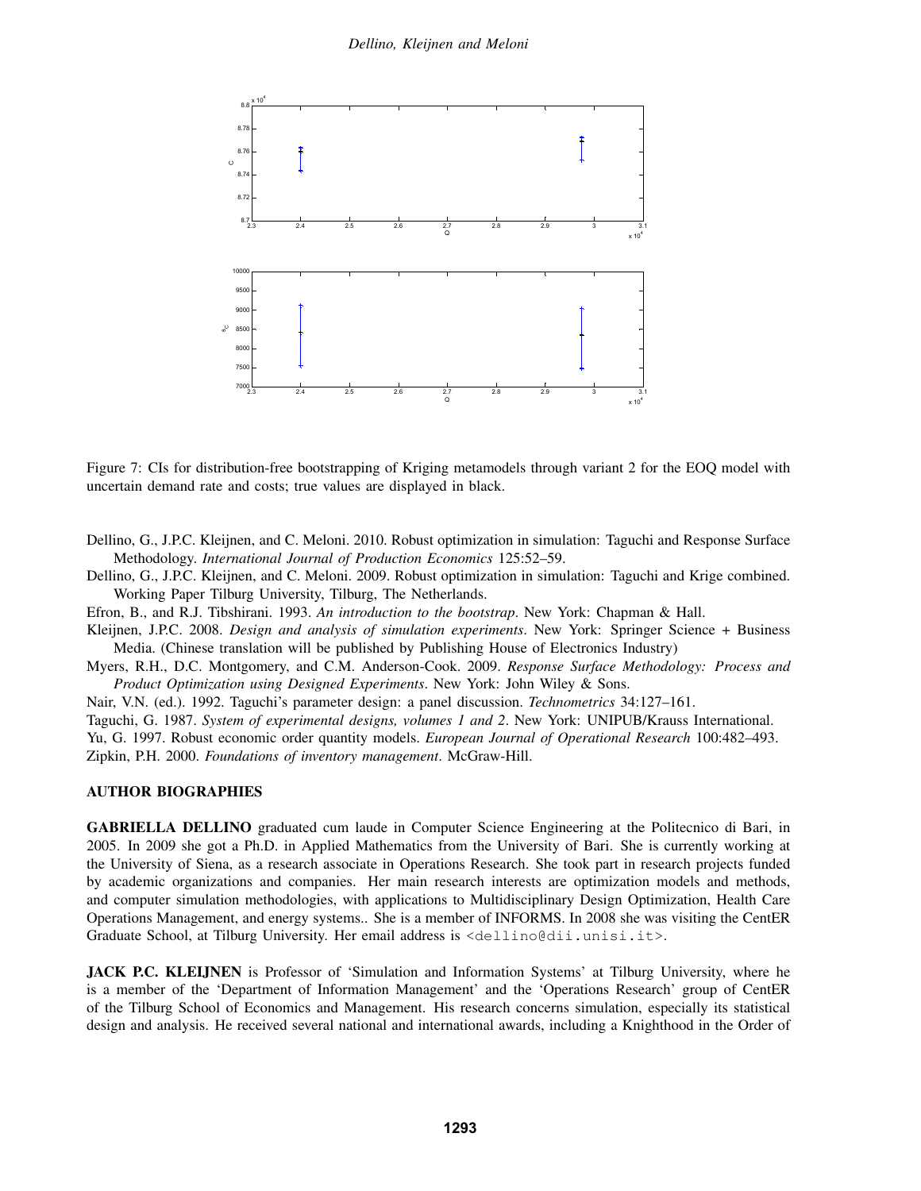Figure 7: CIs for distribution-free bootstrapping of Kriging metamodels through variant 2 for the EOQ model with uncertain demand rate and costs; true values are displayed in black.

Dellino, G., J.P.C. Kleijnen, and C. Meloni. 2010. Robust optimization in simulation: Taguchi and Response Surface Methodology. *International Journal of Production Economics* 125:52–59.

Dellino, G., J.P.C. Kleijnen, and C. Meloni. 2009. Robust optimization in simulation: Taguchi and Krige combined. Working Paper Tilburg University, Tilburg, The Netherlands.

Efron, B., and R.J. Tibshirani. 1993. *An introduction to the bootstrap*. New York: Chapman & Hall.

Kleijnen, J.P.C. 2008. *Design and analysis of simulation experiments*. New York: Springer Science + Business Media. (Chinese translation will be published by Publishing House of Electronics Industry)

Myers, R.H., D.C. Montgomery, and C.M. Anderson-Cook. 2009. *Response Surface Methodology: Process and Product Optimization using Designed Experiments*. New York: John Wiley & Sons.

Nair, V.N. (ed.). 1992. Taguchi's parameter design: a panel discussion. *Technometrics* 34:127–161.

Taguchi, G. 1987. *System of experimental designs, volumes 1 and 2*. New York: UNIPUB/Krauss International.

Yu, G. 1997. Robust economic order quantity models. *European Journal of Operational Research* 100:482–493.

Zipkin, P.H. 2000. *Foundations of inventory management*. McGraw-Hill.

## AUTHOR BIOGRAPHIES

**GABRIELLA DELLINO** graduated cum laude in Computer Science Engineering at the Politecnico di Bari, in 2005. In 2009 she got a Ph.D. in Applied Mathematics from the University of Bari. She is currently working at the University of Siena, as a research associate in Operations Research. She took part in research projects funded by academic organizations and companies. Her main research interests are optimization models and methods, and computer simulation methodologies, with applications to Multidisciplinary Design Optimization, Health Care Operations Management, and energy systems.. She is a member of INFORMS. In 2008 she was visiting the CentER Graduate School, at Tilburg University. Her email address is <dellino@dii.unisi.it>.

**JACK P.C. KLEIJNEN** is Professor of 'Simulation and Information Systems' at Tilburg University, where he is a member of the 'Department of Information Management' and the 'Operations Research' group of CentER of the Tilburg School of Economics and Management. His research concerns simulation, especially its statistical design and analysis. He received several national and international awards, including a Knighthood in the Order of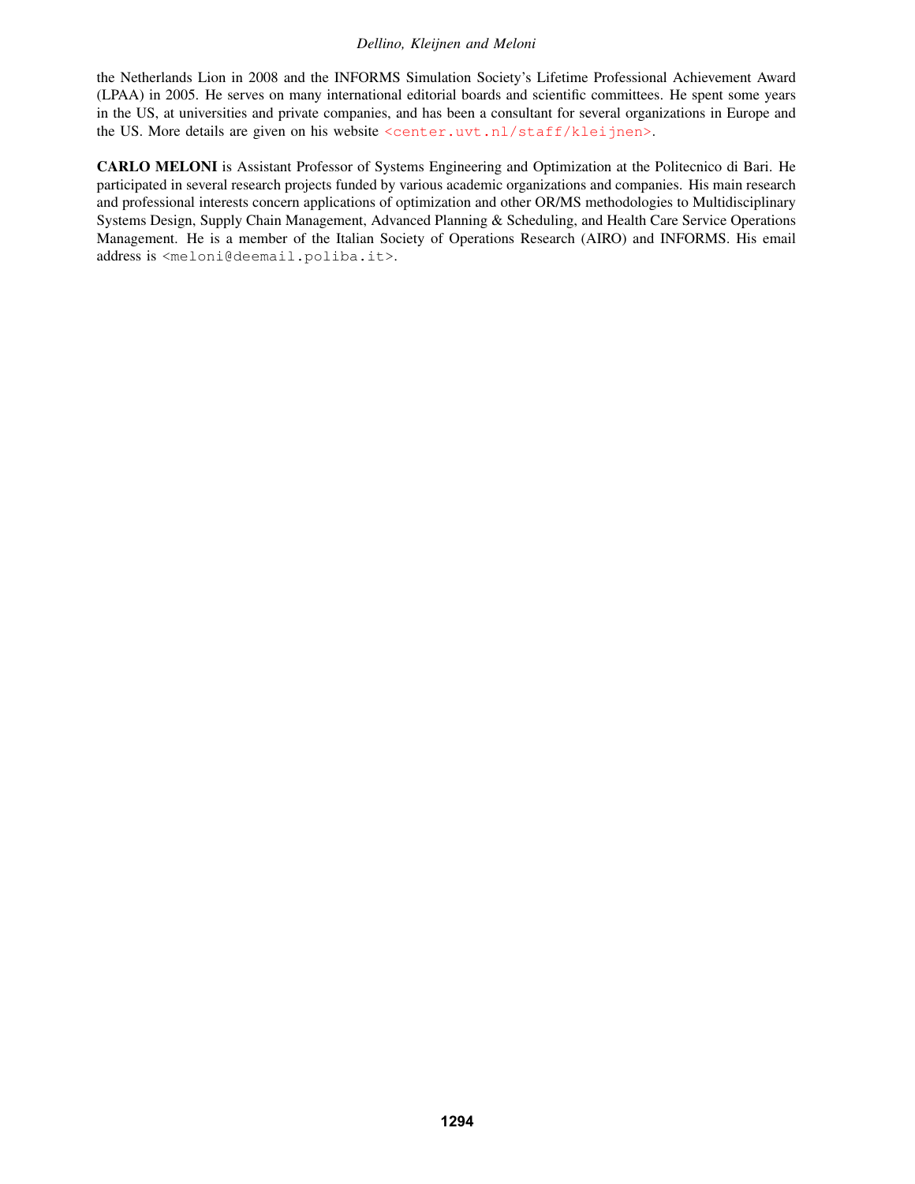the Netherlands Lion in 2008 and the INFORMS Simulation Society's Lifetime Professional Achievement Award (LPAA) in 2005. He serves on many international editorial boards and scientific committees. He spent some years in the US, at universities and private companies, and has been a consultant for several organizations in Europe and the US. More details are given on his website <center.uvt.nl/staff/kleijnen>.

**CARLO MELONI** is Assistant Professor of Systems Engineering and Optimization at the Politecnico di Bari. He participated in several research projects funded by various academic organizations and companies. His main research and professional interests concern applications of optimization and other OR/MS methodologies to Multidisciplinary Systems Design, Supply Chain Management, Advanced Planning & Scheduling, and Health Care Service Operations Management. He is a member of the Italian Society of Operations Research (AIRO) and INFORMS. His email address is <meloni@deemail.poliba.it>.